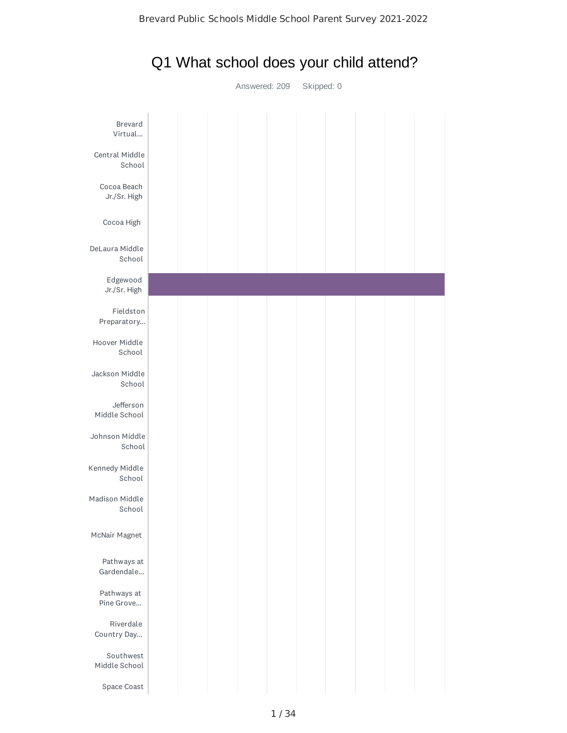# Q1 What school does your child attend?

Answered: 209 Skipped: 0

- Brevard Virtual...
- Central Middle School
- Cocoa Beach Jr./Sr. High
- Cocoa High
- DeLaura Middle School
- Edgewood Jr./Sr. High
- Fieldston Preparatory...
- Hoover Middle School
- Jackson Middle School
- Jefferson Middle School
- Johnson Middle School
- Kennedy Middle School
- Madison Middle School
- McNair Magnet
- Pathways at Gardendale...
- Pathways at Pine Grove...
- Riverdale Country Day...
- Southwest Middle School
- Space Coast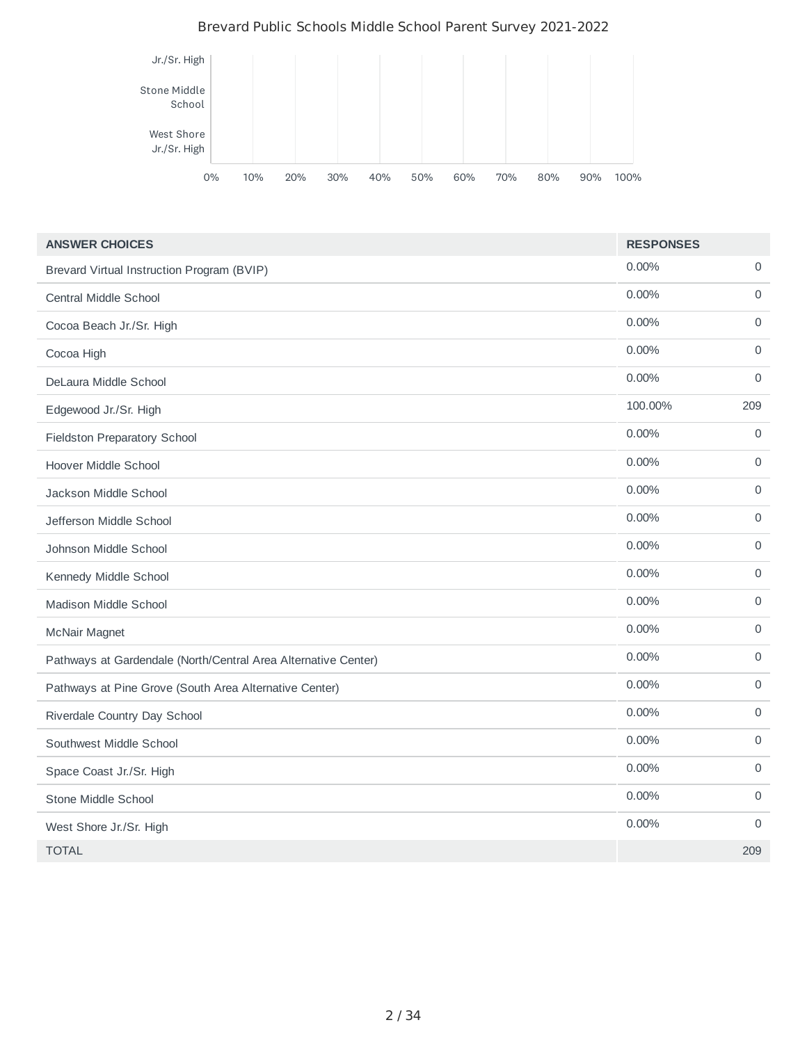Brevard Public Schools Middle School Parent Survey 2021-2022

| ANSWER CHOICES | RESPONSES | |
|---|---|---|
| Brevard Virtual Instruction Program (BVIP) | 0.00% | 0 |
| Central Middle School | 0.00% | 0 |
| Cocoa Beach Jr./Sr. High | 0.00% | 0 |
| Cocoa High | 0.00% | 0 |
| DeLaura Middle School | 0.00% | 0 |
| Edgewood Jr./Sr. High | 100.00% | 209 |
| Fieldston Preparatory School | 0.00% | 0 |
| Hoover Middle School | 0.00% | 0 |
| Jackson Middle School | 0.00% | 0 |
| Jefferson Middle School | 0.00% | 0 |
| Johnson Middle School | 0.00% | 0 |
| Kennedy Middle School | 0.00% | 0 |
| Madison Middle School | 0.00% | 0 |
| McNair Magnet | 0.00% | 0 |
| Pathways at Gardendale (North/Central Area Alternative Center) | 0.00% | 0 |
| Pathways at Pine Grove (South Area Alternative Center) | 0.00% | 0 |
| Riverdale Country Day School | 0.00% | 0 |
| Southwest Middle School | 0.00% | 0 |
| Space Coast Jr./Sr. High | 0.00% | 0 |
| Stone Middle School | 0.00% | 0 |
| West Shore Jr./Sr. High | 0.00% | 0 |
| TOTAL | | 209 |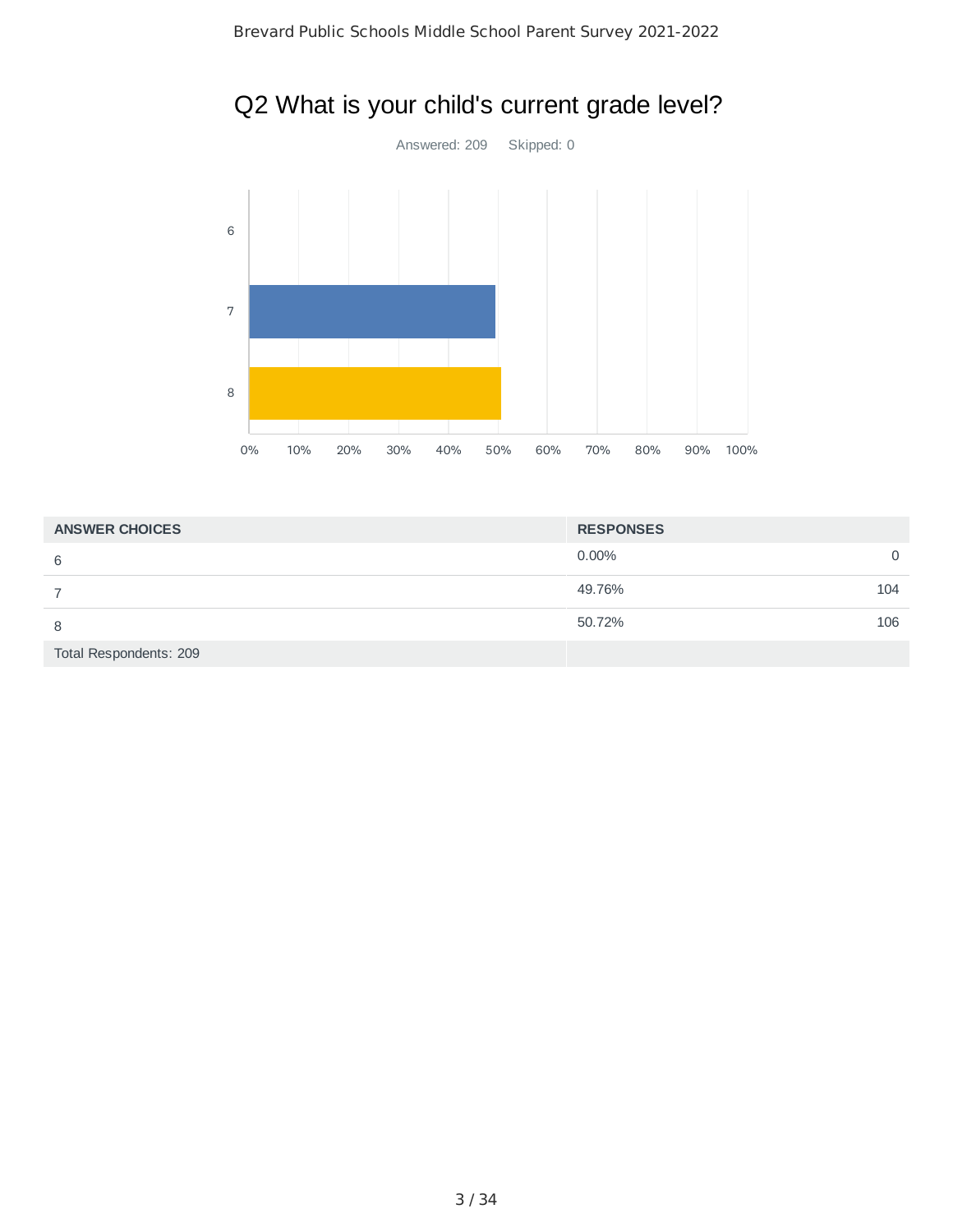# Q2 What is your child's current grade level?

Answered: 209    Skipped: 0

| ANSWER CHOICES | RESPONSES | |
|---|---|---|
| 6 | 0.00% | 0 |
| 7 | 49.76% | 104 |
| 8 | 50.72% | 106 |
| Total Respondents: 209 | | |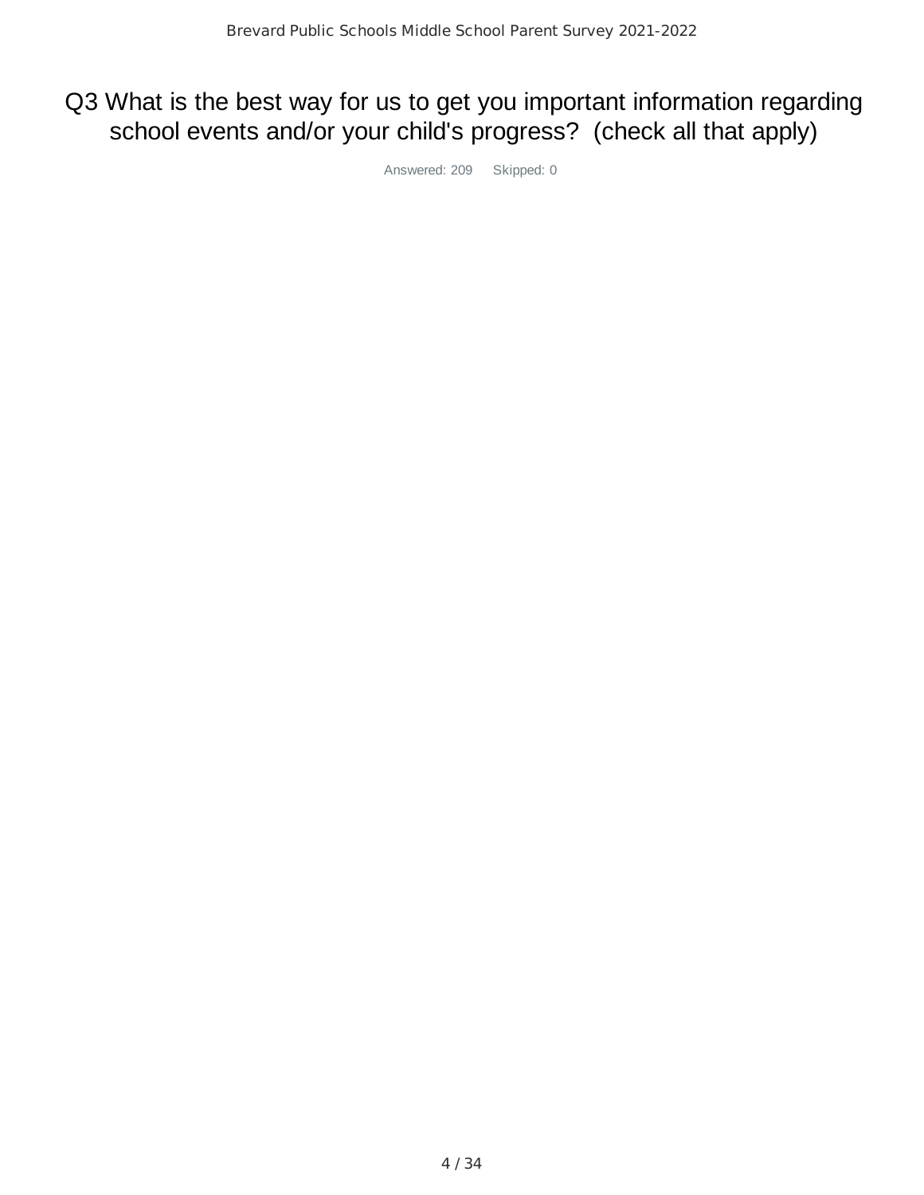# Q3 What is the best way for us to get you important information regarding school events and/or your child's progress? (check all that apply)

Answered: 209 Skipped: 0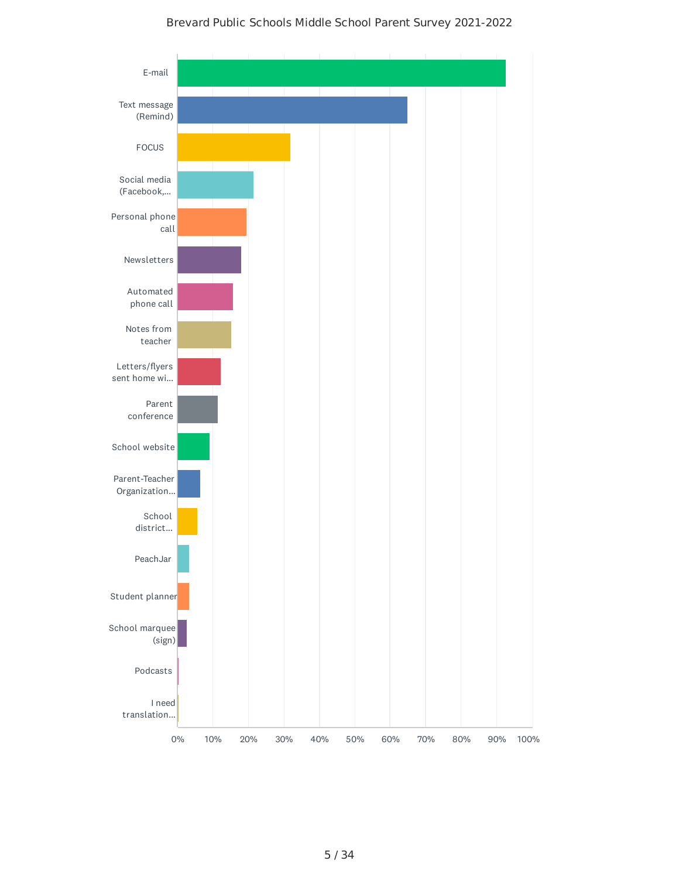Brevard Public Schools Middle School Parent Survey 2021-2022

E-mail

Text message (Remind)

FOCUS

Social media (Facebook,...

Personal phone call

Newsletters

Automated phone call

Notes from teacher

Letters/flyers sent home wi...

Parent conference

School website

Parent-Teacher Organization...

School district...

PeachJar

Student planner

School marquee (sign)

Podcasts

I need translation...

0% 10% 20% 30% 40% 50% 60% 70% 80% 90% 100%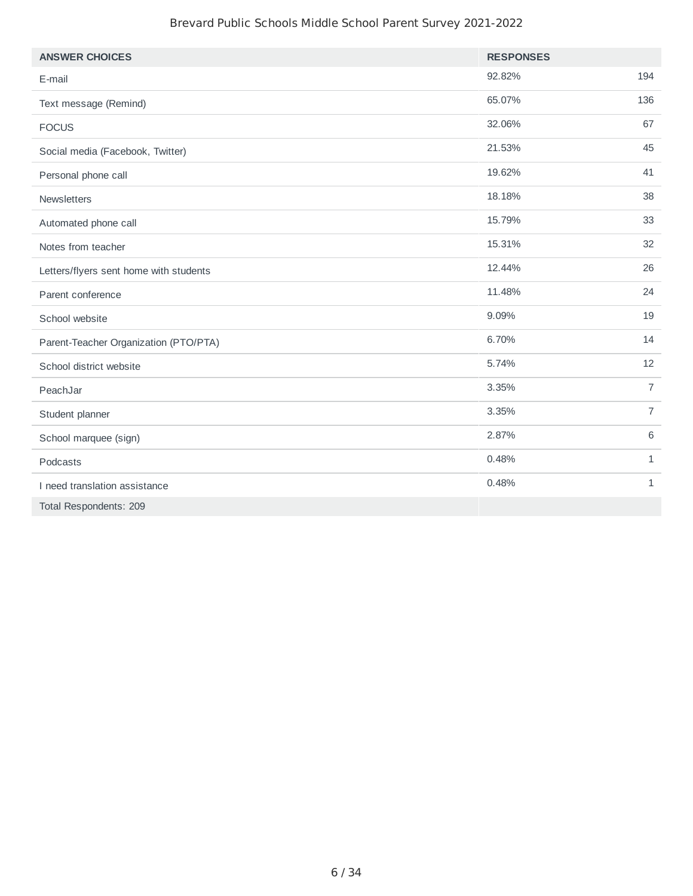| ANSWER CHOICES | RESPONSES | |
|---|---|---|
| E-mail | 92.82% | 194 |
| Text message (Remind) | 65.07% | 136 |
| FOCUS | 32.06% | 67 |
| Social media (Facebook, Twitter) | 21.53% | 45 |
| Personal phone call | 19.62% | 41 |
| Newsletters | 18.18% | 38 |
| Automated phone call | 15.79% | 33 |
| Notes from teacher | 15.31% | 32 |
| Letters/flyers sent home with students | 12.44% | 26 |
| Parent conference | 11.48% | 24 |
| School website | 9.09% | 19 |
| Parent-Teacher Organization (PTO/PTA) | 6.70% | 14 |
| School district website | 5.74% | 12 |
| PeachJar | 3.35% | 7 |
| Student planner | 3.35% | 7 |
| School marquee (sign) | 2.87% | 6 |
| Podcasts | 0.48% | 1 |
| I need translation assistance | 0.48% | 1 |
| Total Respondents: 209 | | |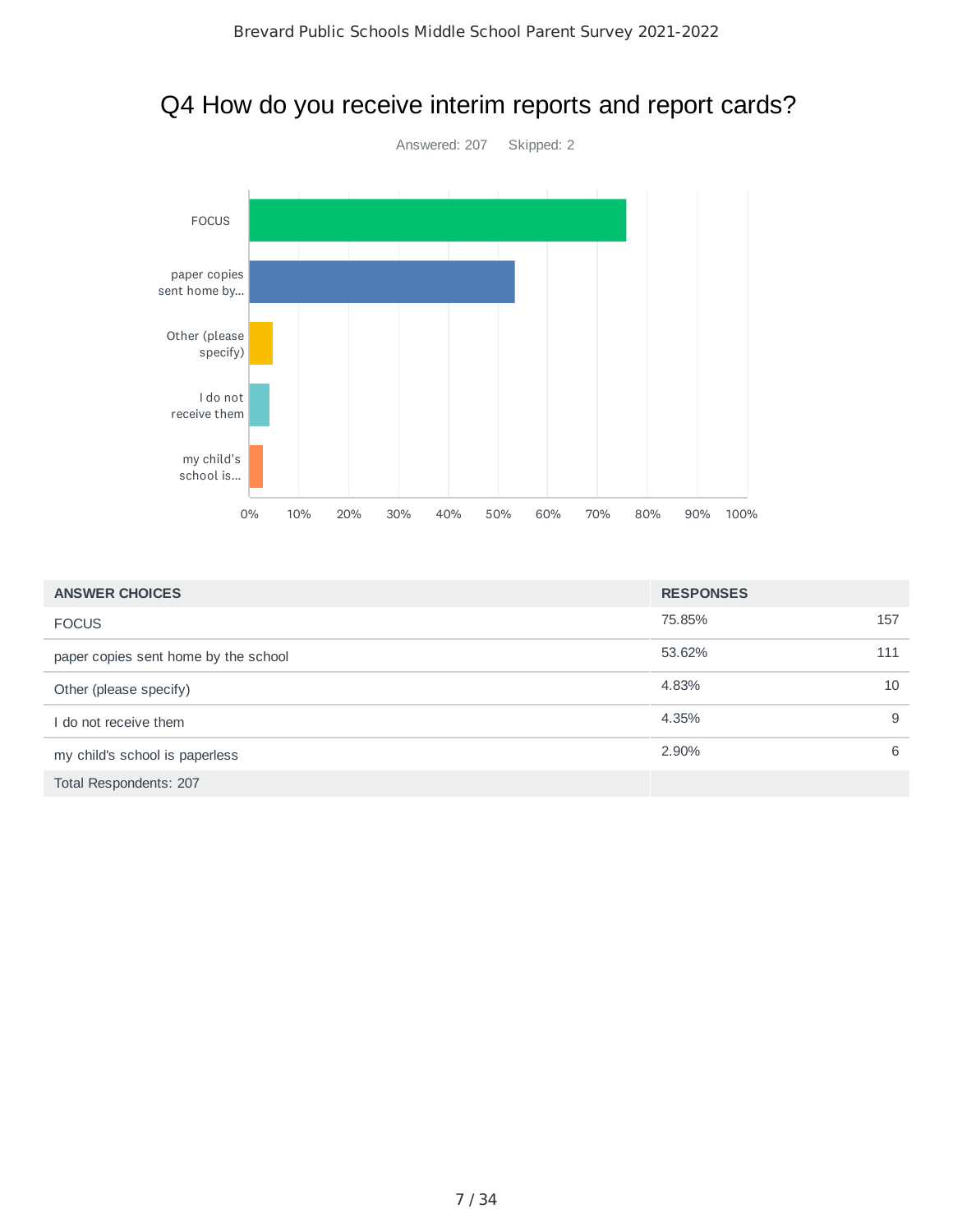# Q4 How do you receive interim reports and report cards?

Answered: 207 Skipped: 2

| ANSWER CHOICES | RESPONSES | |
|---|---|---|
| FOCUS | 75.85% | 157 |
| paper copies sent home by the school | 53.62% | 111 |
| Other (please specify) | 4.83% | 10 |
| I do not receive them | 4.35% | 9 |
| my child's school is paperless | 2.90% | 6 |
| Total Respondents: 207 | | |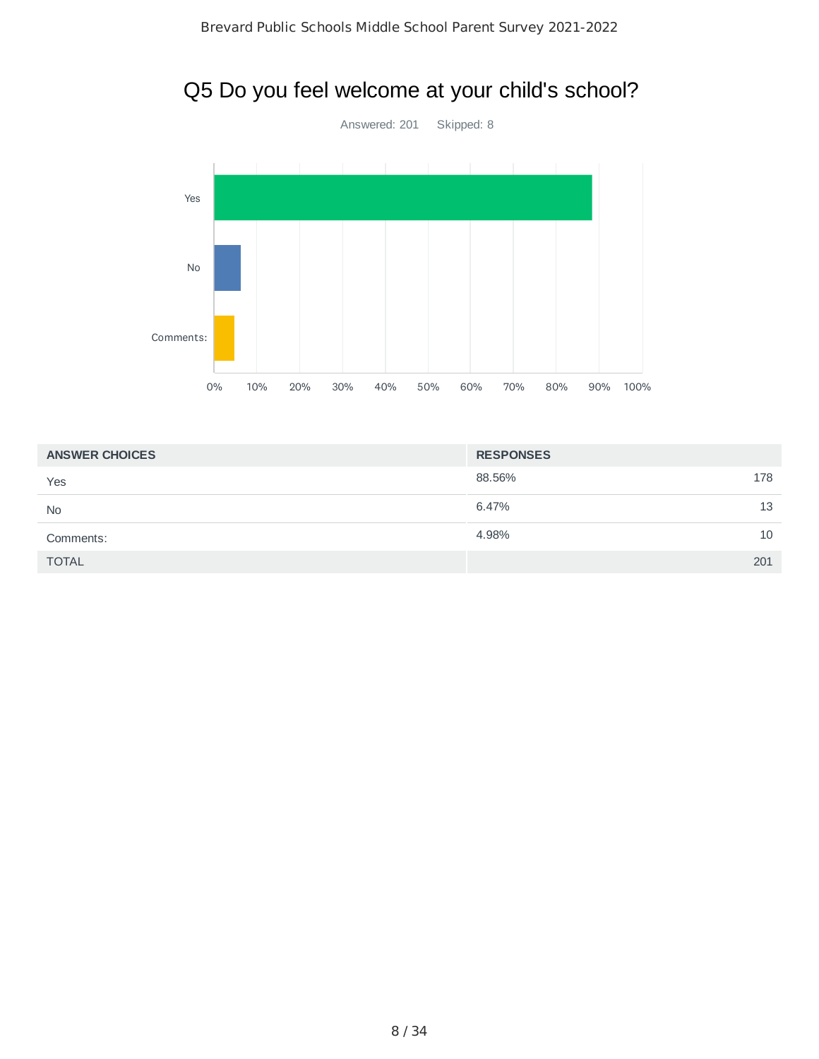# Q5 Do you feel welcome at your child's school?

Answered: 201 Skipped: 8

| ANSWER CHOICES | RESPONSES | |
|---|---|---|
| Yes | 88.56% | 178 |
| No | 6.47% | 13 |
| Comments: | 4.98% | 10 |
| TOTAL | | 201 |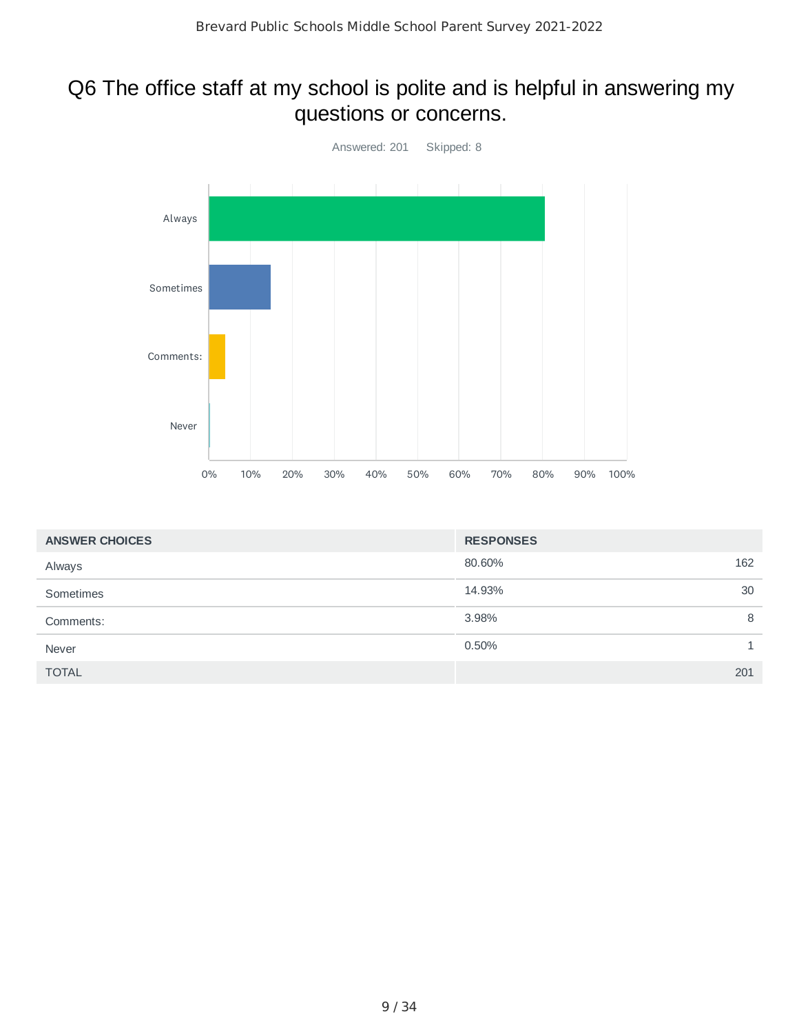# Q6 The office staff at my school is polite and is helpful in answering my questions or concerns.

Answered: 201 Skipped: 8

| ANSWER CHOICES | RESPONSES | |
|---|---|---|
| Always | 80.60% | 162 |
| Sometimes | 14.93% | 30 |
| Comments: | 3.98% | 8 |
| Never | 0.50% | 1 |
| TOTAL | | 201 |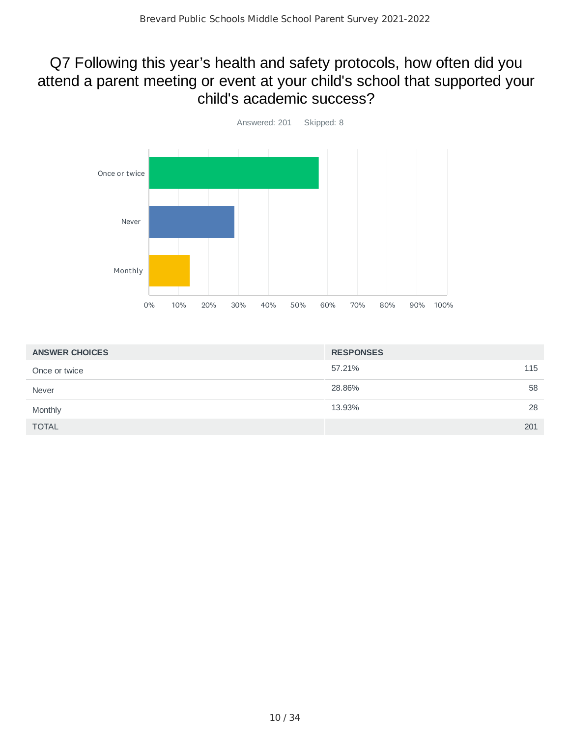# Q7 Following this year's health and safety protocols, how often did you attend a parent meeting or event at your child's school that supported your child's academic success?

Answered: 201 Skipped: 8

| ANSWER CHOICES | RESPONSES | |
|---|---|---|
| Once or twice | 57.21% | 115 |
| Never | 28.86% | 58 |
| Monthly | 13.93% | 28 |
| TOTAL | | 201 |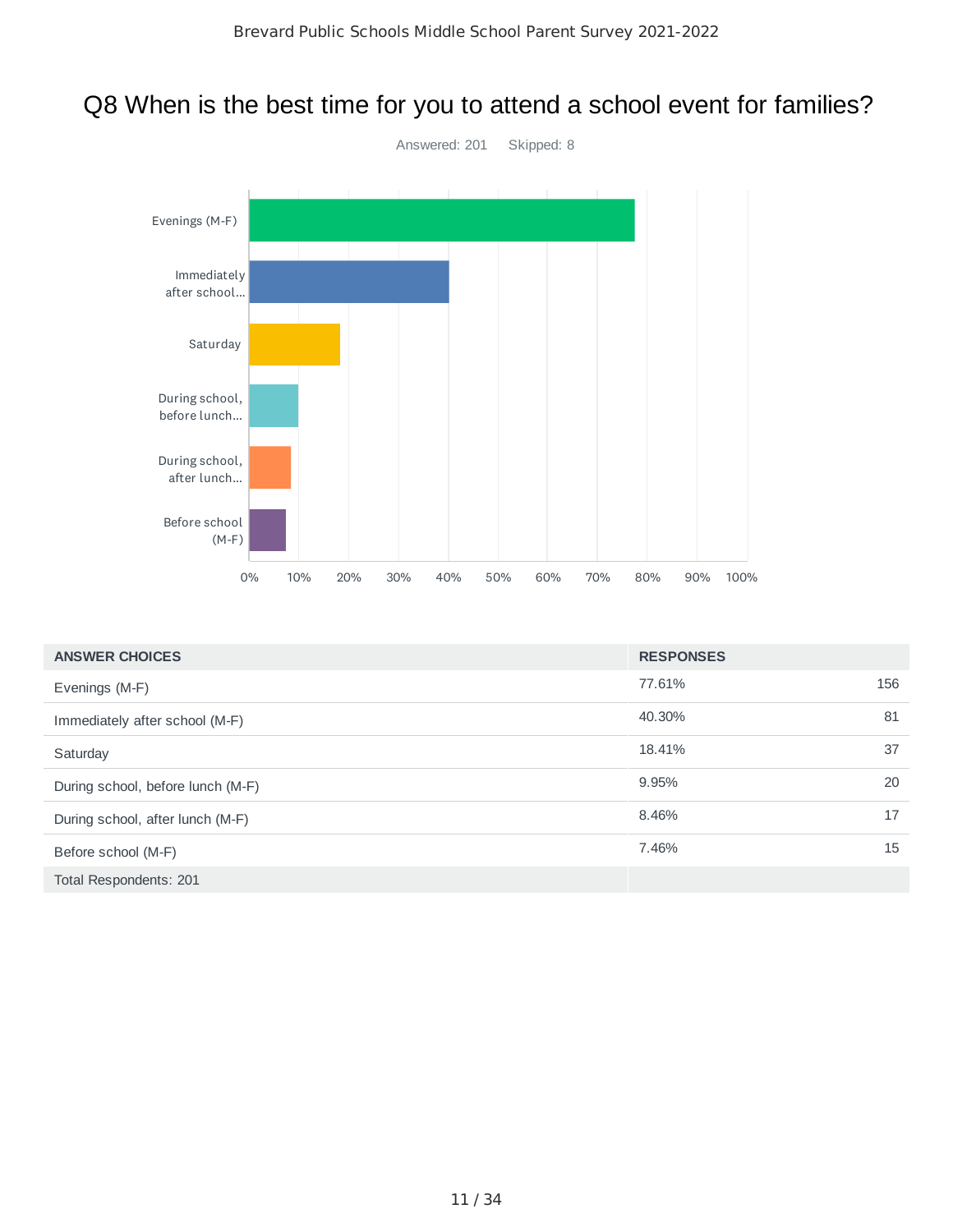# Q8 When is the best time for you to attend a school event for families?

Answered: 201 Skipped: 8

| ANSWER CHOICES | RESPONSES | |
|---|---|---|
| Evenings (M-F) | 77.61% | 156 |
| Immediately after school (M-F) | 40.30% | 81 |
| Saturday | 18.41% | 37 |
| During school, before lunch (M-F) | 9.95% | 20 |
| During school, after lunch (M-F) | 8.46% | 17 |
| Before school (M-F) | 7.46% | 15 |
| Total Respondents: 201 | | |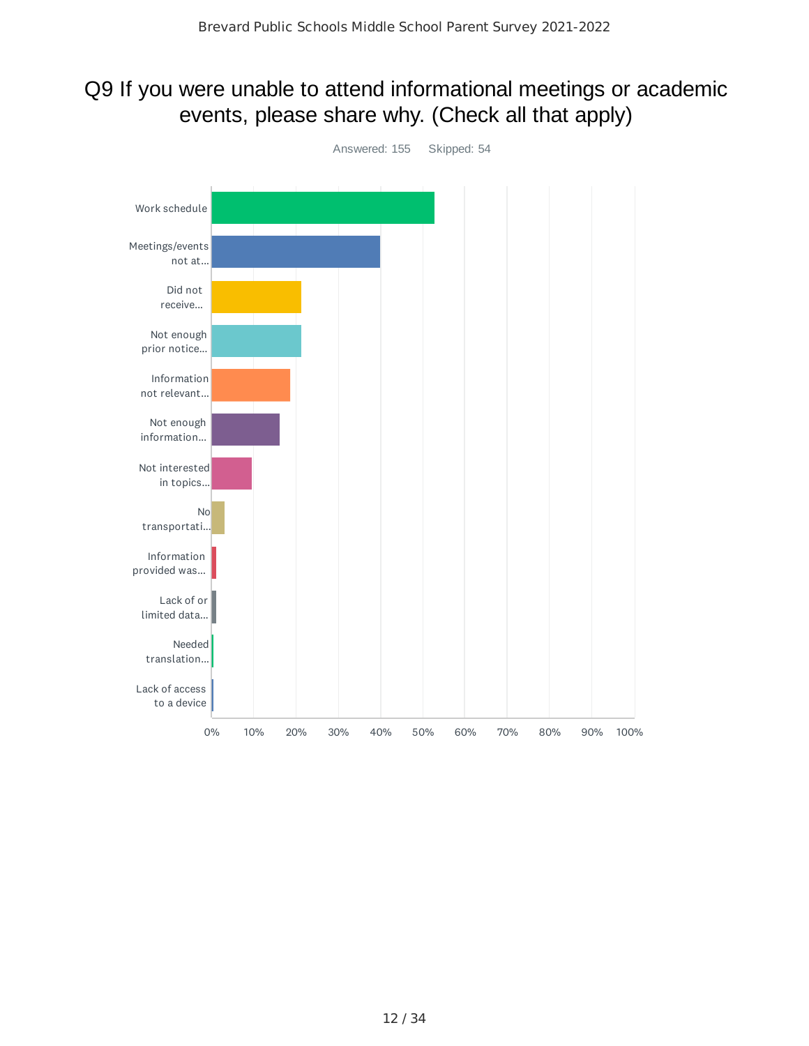# Q9 If you were unable to attend informational meetings or academic events, please share why. (Check all that apply)

Answered: 155 Skipped: 54

| Answer choice |
| --- |
| Work schedule |
| Meetings/events not at... |
| Did not receive... |
| Not enough prior notice... |
| Information not relevant... |
| Not enough information... |
| Not interested in topics... |
| No transportati... |
| Information provided was... |
| Lack of or limited data... |
| Needed translation... |
| Lack of access to a device |

0% 10% 20% 30% 40% 50% 60% 70% 80% 90% 100%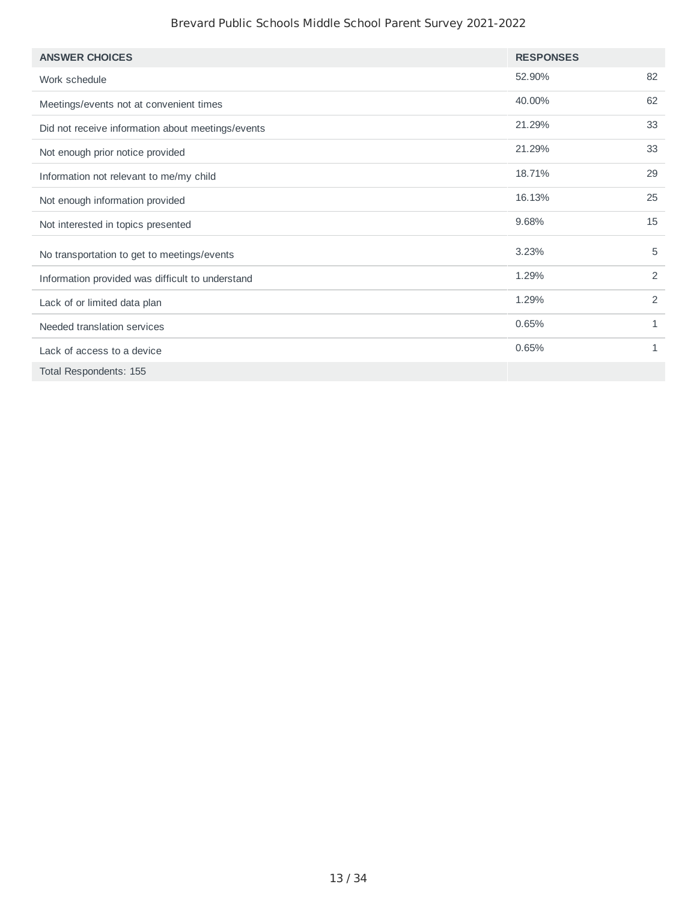| ANSWER CHOICES | RESPONSES | |
|---|---|---|
| Work schedule | 52.90% | 82 |
| Meetings/events not at convenient times | 40.00% | 62 |
| Did not receive information about meetings/events | 21.29% | 33 |
| Not enough prior notice provided | 21.29% | 33 |
| Information not relevant to me/my child | 18.71% | 29 |
| Not enough information provided | 16.13% | 25 |
| Not interested in topics presented | 9.68% | 15 |
| No transportation to get to meetings/events | 3.23% | 5 |
| Information provided was difficult to understand | 1.29% | 2 |
| Lack of or limited data plan | 1.29% | 2 |
| Needed translation services | 0.65% | 1 |
| Lack of access to a device | 0.65% | 1 |
| Total Respondents: 155 | | |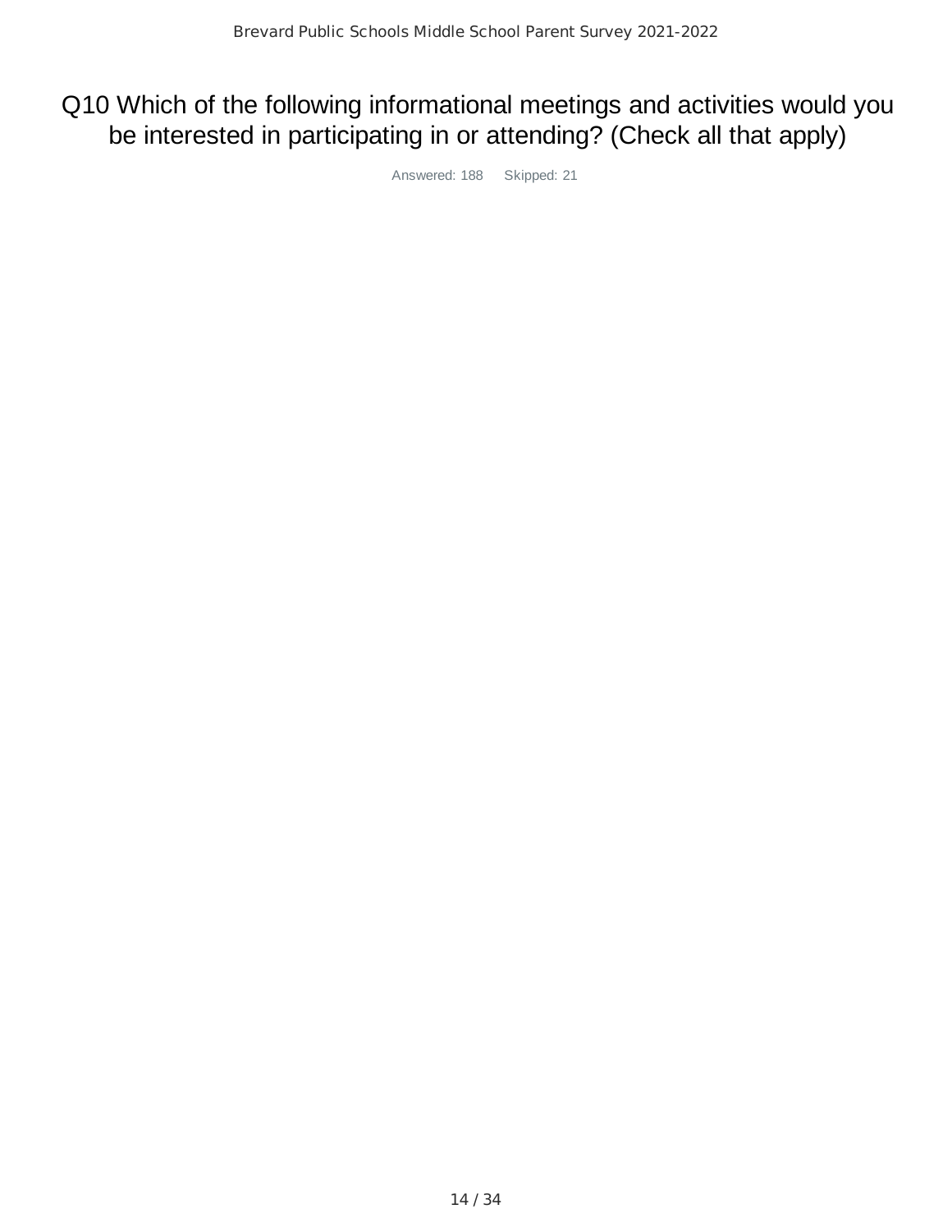# Q10 Which of the following informational meetings and activities would you be interested in participating in or attending? (Check all that apply)

Answered: 188 Skipped: 21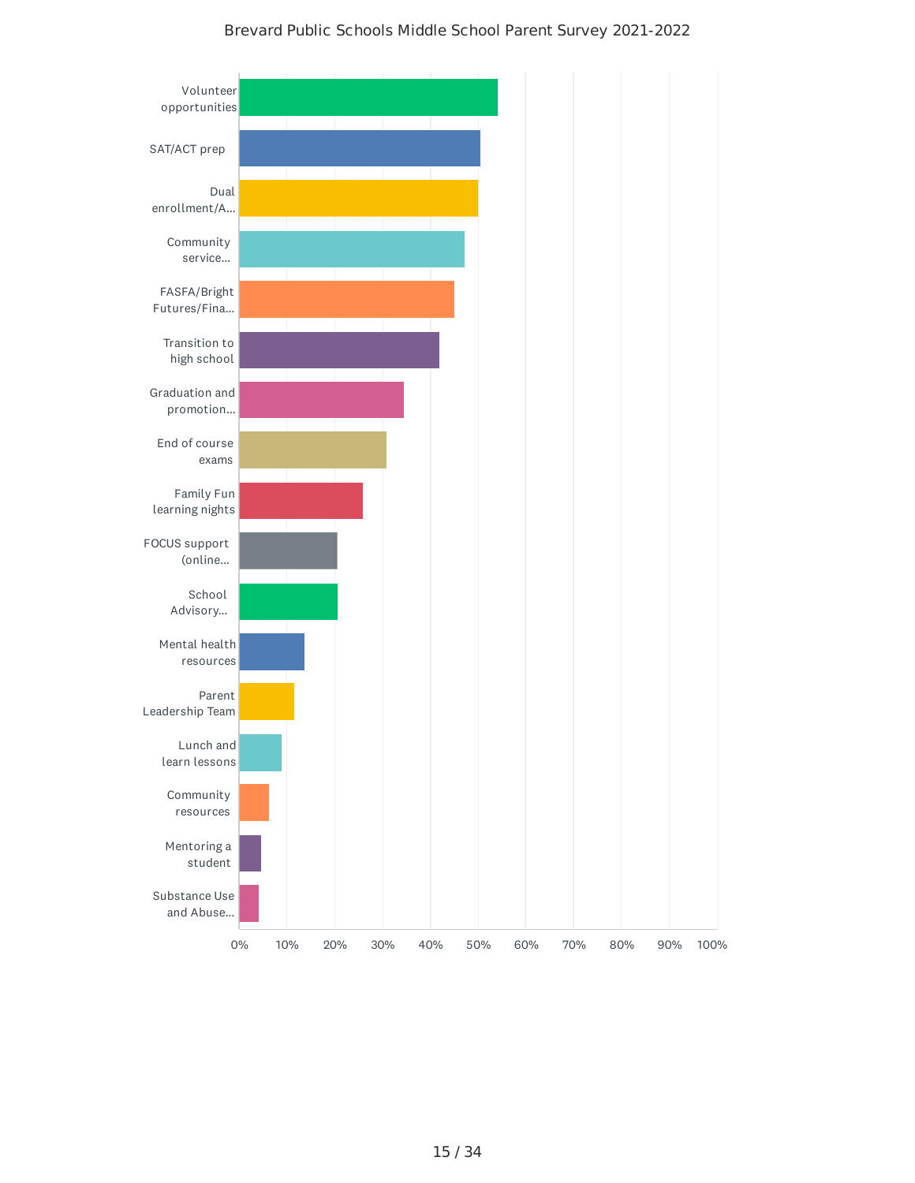Brevard Public Schools Middle School Parent Survey 2021-2022

| Category | Approximate Percentage |
| --- | --- |
| Volunteer opportunities | 54% |
| SAT/ACT prep | 50% |
| Dual enrollment/A... | 50% |
| Community service... | 47% |
| FASFA/Bright Futures/Fina... | 45% |
| Transition to high school | 42% |
| Graduation and promotion... | 34% |
| End of course exams | 31% |
| Family Fun learning nights | 26% |
| FOCUS support (online... | 20% |
| School Advisory... | 20% |
| Mental health resources | 14% |
| Parent Leadership Team | 11% |
| Lunch and learn lessons | 9% |
| Community resources | 6% |
| Mentoring a student | 4% |
| Substance Use and Abuse... | 4% |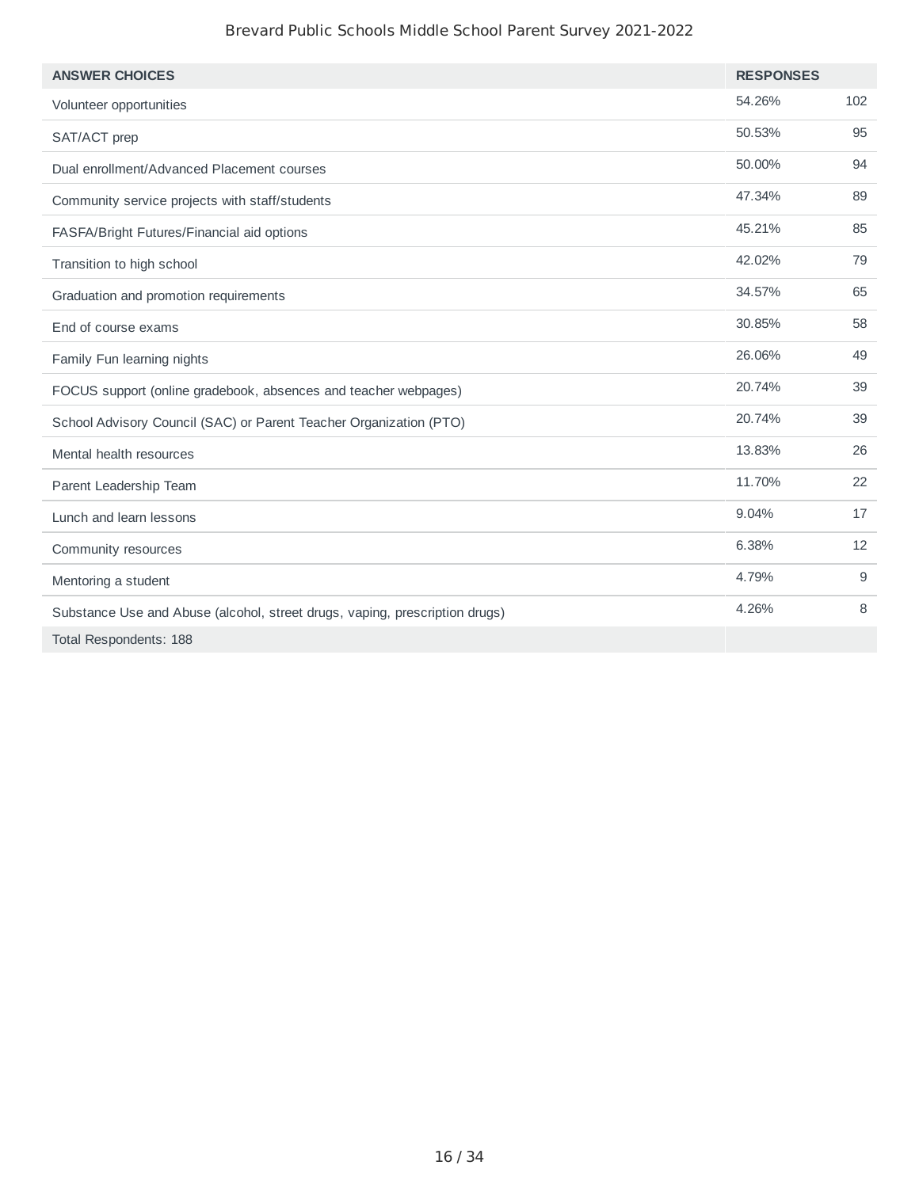| ANSWER CHOICES | RESPONSES | |
|---|---|---|
| Volunteer opportunities | 54.26% | 102 |
| SAT/ACT prep | 50.53% | 95 |
| Dual enrollment/Advanced Placement courses | 50.00% | 94 |
| Community service projects with staff/students | 47.34% | 89 |
| FASFA/Bright Futures/Financial aid options | 45.21% | 85 |
| Transition to high school | 42.02% | 79 |
| Graduation and promotion requirements | 34.57% | 65 |
| End of course exams | 30.85% | 58 |
| Family Fun learning nights | 26.06% | 49 |
| FOCUS support (online gradebook, absences and teacher webpages) | 20.74% | 39 |
| School Advisory Council (SAC) or Parent Teacher Organization (PTO) | 20.74% | 39 |
| Mental health resources | 13.83% | 26 |
| Parent Leadership Team | 11.70% | 22 |
| Lunch and learn lessons | 9.04% | 17 |
| Community resources | 6.38% | 12 |
| Mentoring a student | 4.79% | 9 |
| Substance Use and Abuse (alcohol, street drugs, vaping, prescription drugs) | 4.26% | 8 |
| Total Respondents: 188 | | |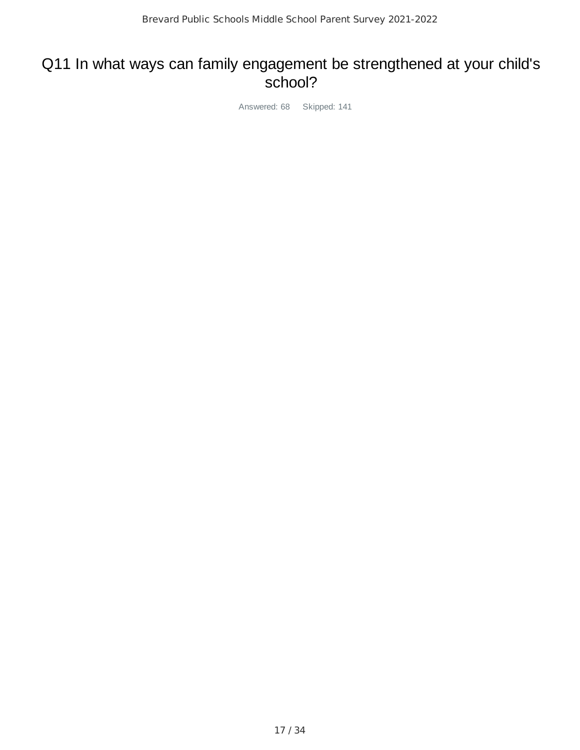## Q11 In what ways can family engagement be strengthened at your child's school?

Answered: 68 Skipped: 141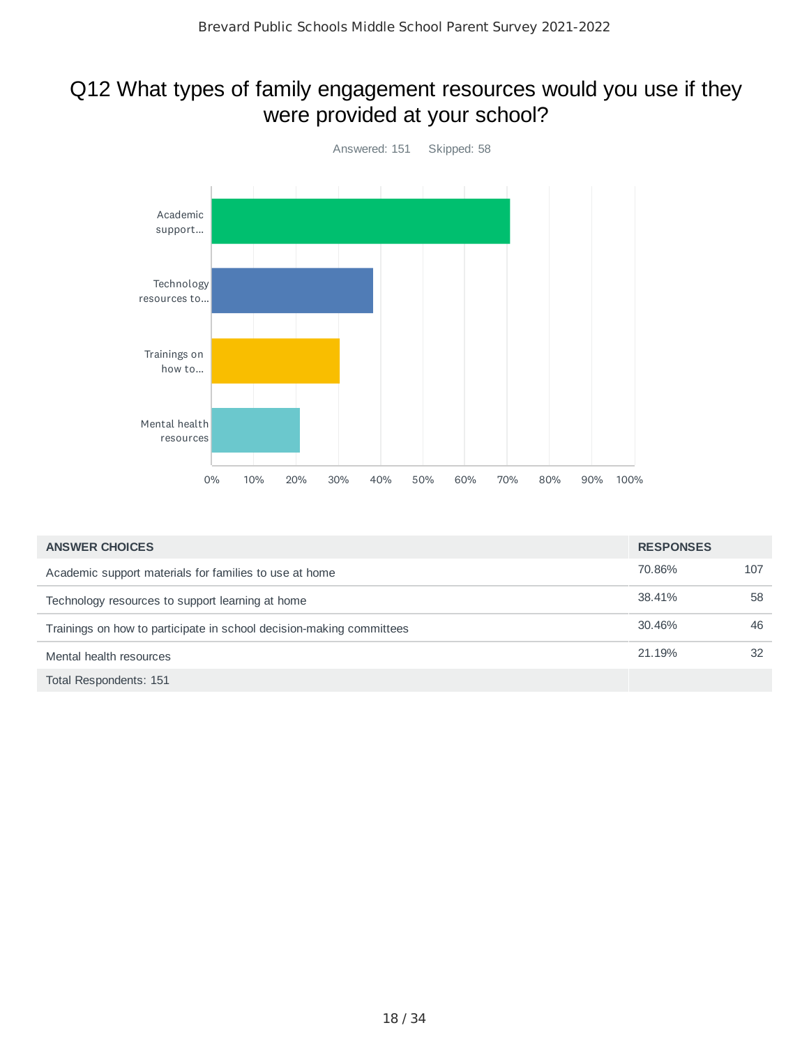# Q12 What types of family engagement resources would you use if they were provided at your school?

Answered: 151 Skipped: 58

| ANSWER CHOICES | RESPONSES | |
|---|---|---|
| Academic support materials for families to use at home | 70.86% | 107 |
| Technology resources to support learning at home | 38.41% | 58 |
| Trainings on how to participate in school decision-making committees | 30.46% | 46 |
| Mental health resources | 21.19% | 32 |
| Total Respondents: 151 | | |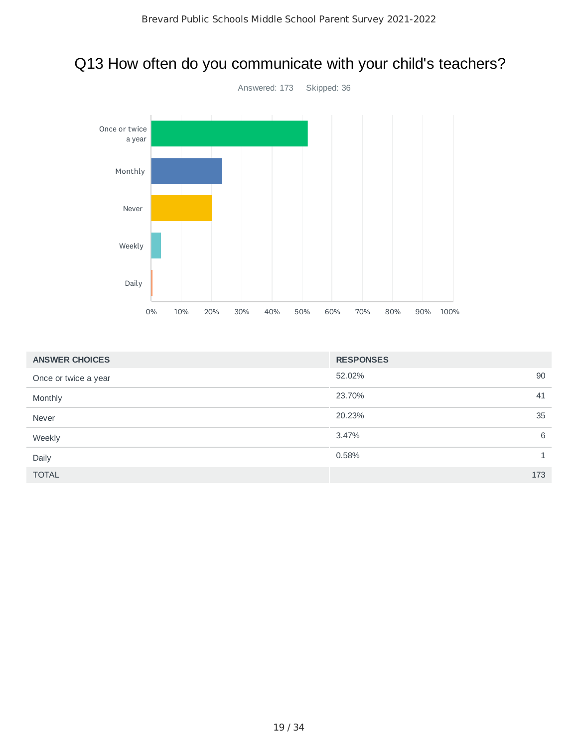# Q13 How often do you communicate with your child's teachers?

Answered: 173 Skipped: 36

| ANSWER CHOICES | RESPONSES | |
|---|---|---|
| Once or twice a year | 52.02% | 90 |
| Monthly | 23.70% | 41 |
| Never | 20.23% | 35 |
| Weekly | 3.47% | 6 |
| Daily | 0.58% | 1 |
| TOTAL | | 173 |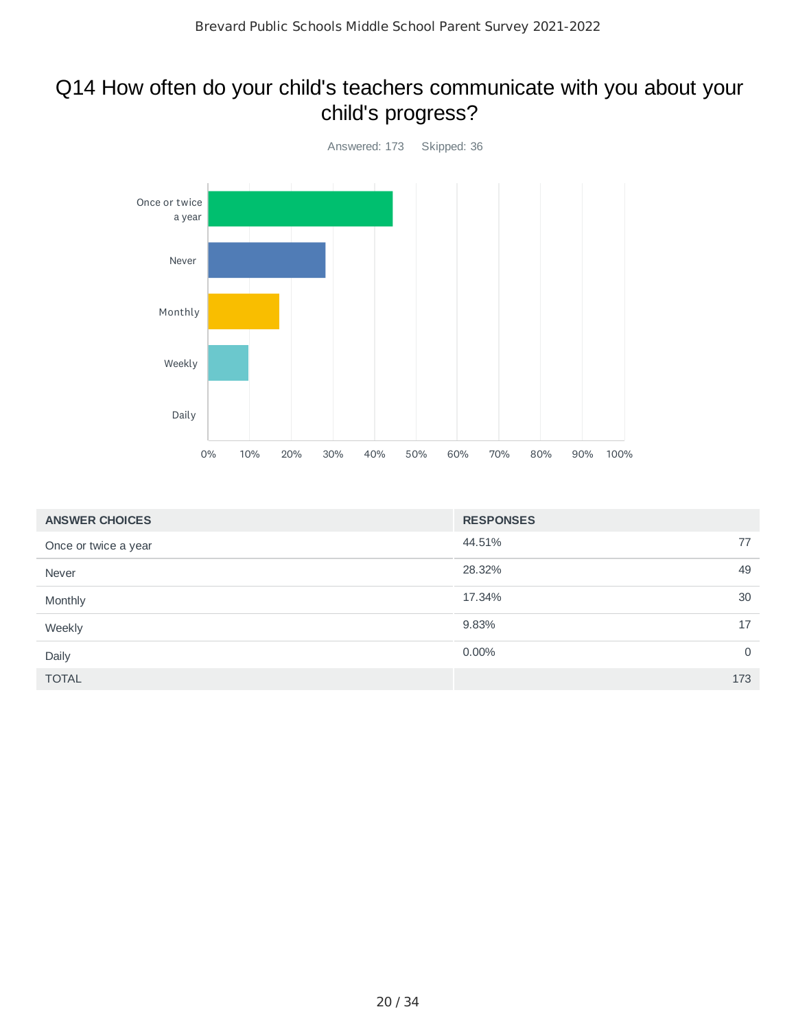# Q14 How often do your child's teachers communicate with you about your child's progress?

Answered: 173 Skipped: 36

| ANSWER CHOICES | RESPONSES | |
|---|---|---|
| Once or twice a year | 44.51% | 77 |
| Never | 28.32% | 49 |
| Monthly | 17.34% | 30 |
| Weekly | 9.83% | 17 |
| Daily | 0.00% | 0 |
| TOTAL | | 173 |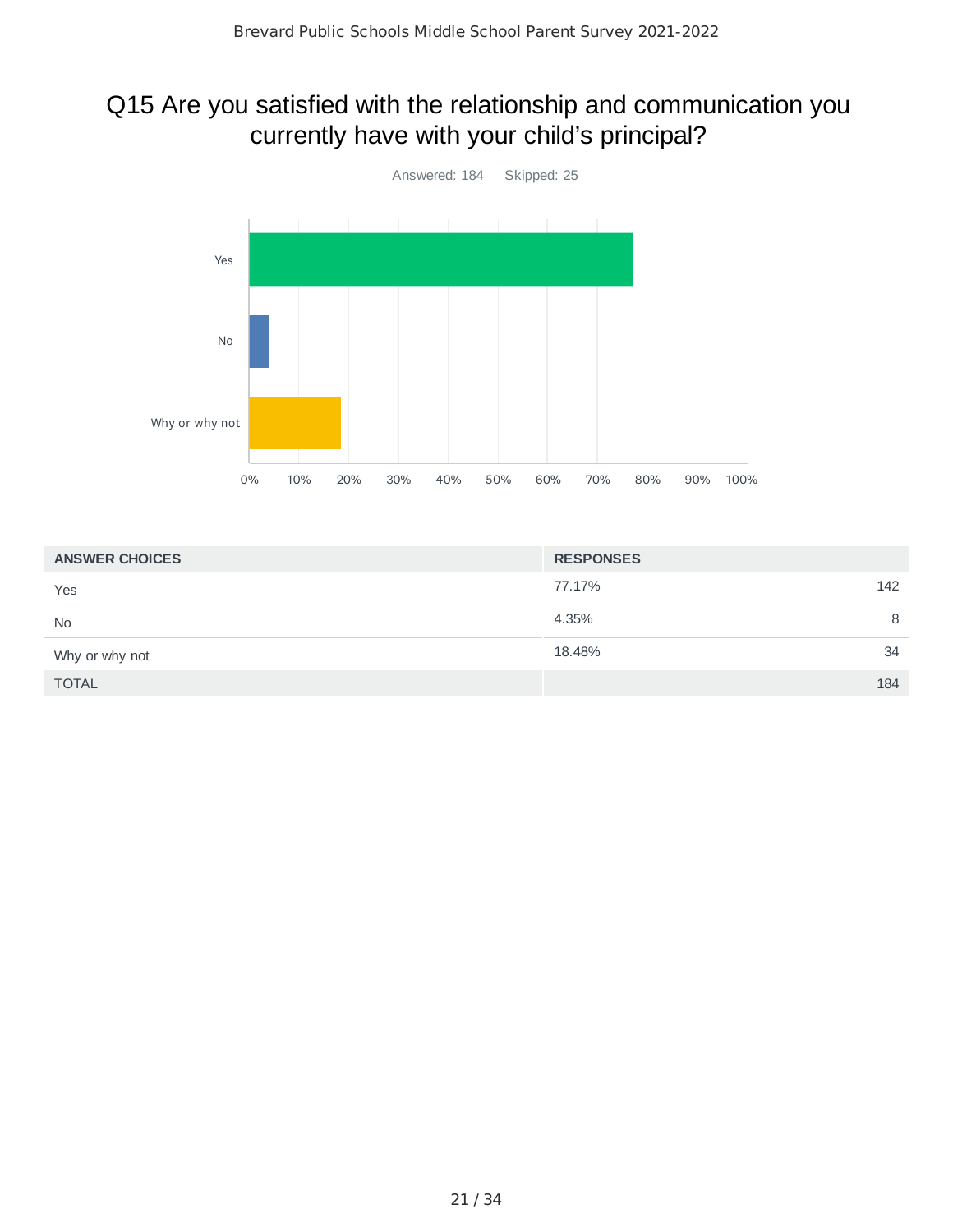## Q15 Are you satisfied with the relationship and communication you currently have with your child's principal?

Answered: 184 Skipped: 25

| ANSWER CHOICES | RESPONSES | |
|---|---|---|
| Yes | 77.17% | 142 |
| No | 4.35% | 8 |
| Why or why not | 18.48% | 34 |
| TOTAL | | 184 |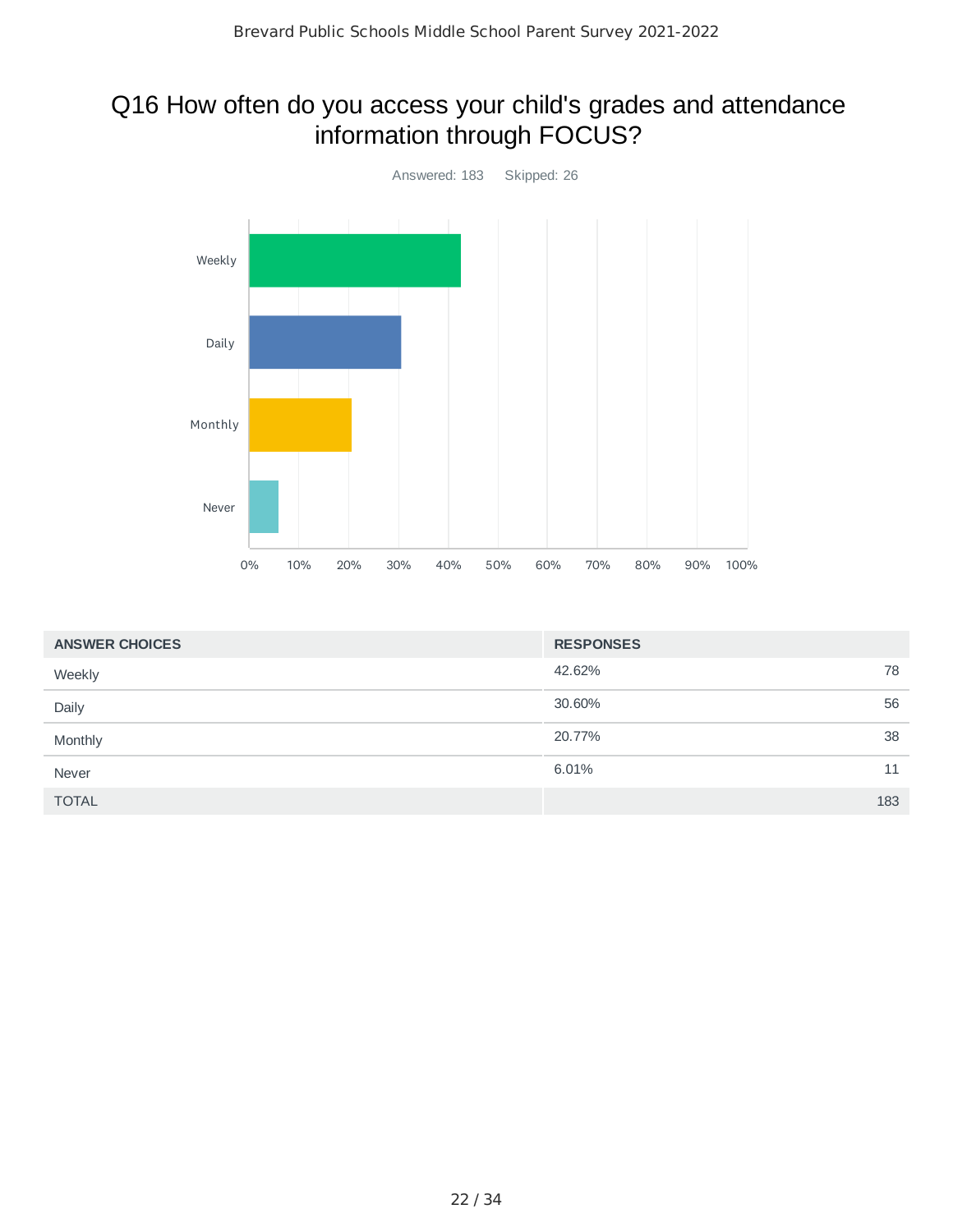# Q16 How often do you access your child's grades and attendance information through FOCUS?

Answered: 183 Skipped: 26

| ANSWER CHOICES | RESPONSES | |
|---|---|---|
| Weekly | 42.62% | 78 |
| Daily | 30.60% | 56 |
| Monthly | 20.77% | 38 |
| Never | 6.01% | 11 |
| TOTAL | | 183 |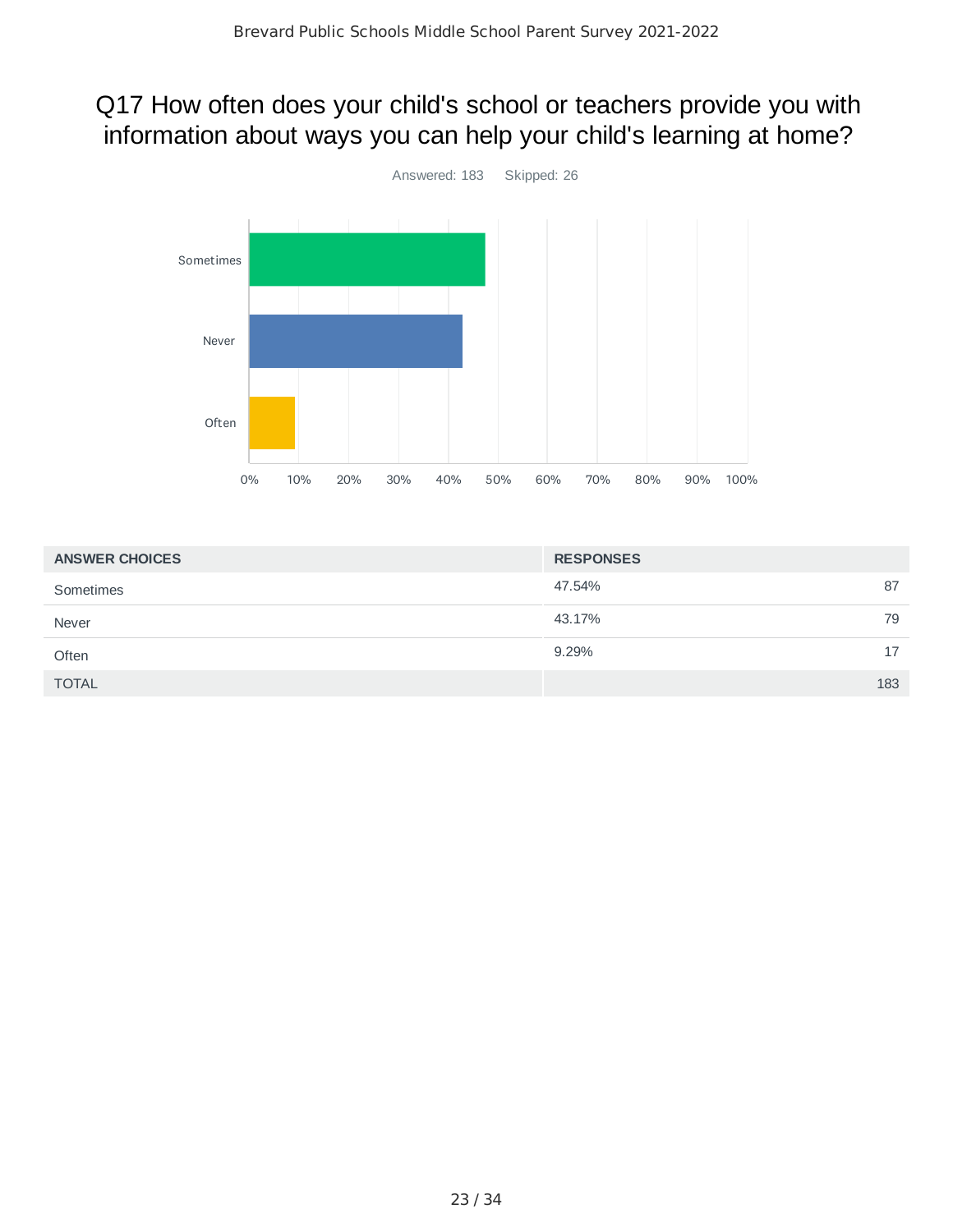# Q17 How often does your child's school or teachers provide you with information about ways you can help your child's learning at home?

Answered: 183 Skipped: 26

| ANSWER CHOICES | RESPONSES | |
|---|---|---|
| Sometimes | 47.54% | 87 |
| Never | 43.17% | 79 |
| Often | 9.29% | 17 |
| TOTAL | | 183 |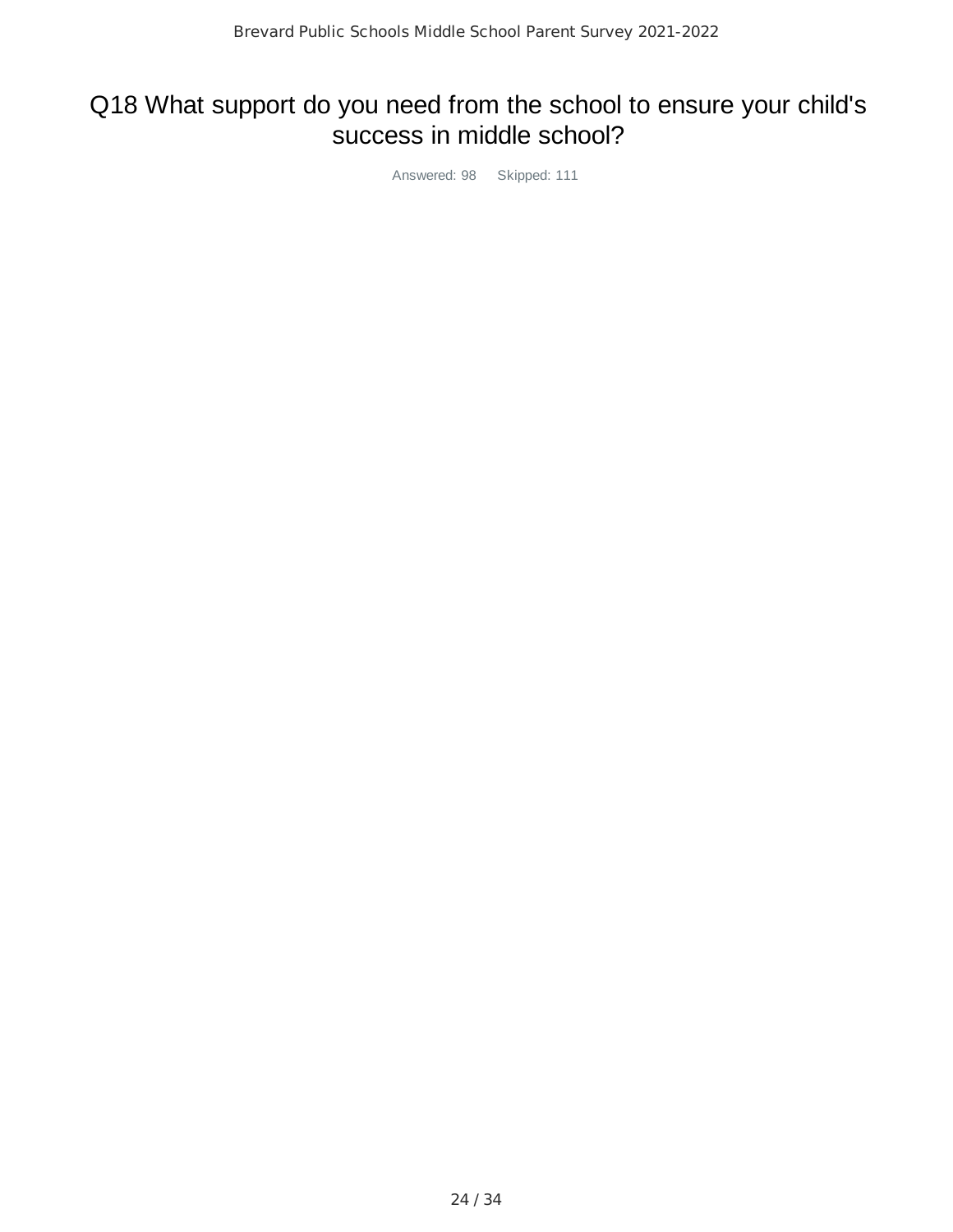## Q18 What support do you need from the school to ensure your child's success in middle school?

Answered: 98 Skipped: 111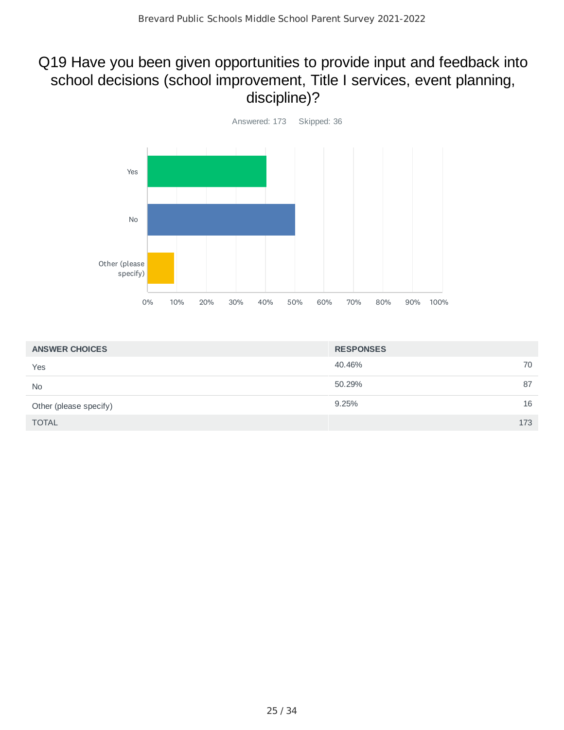# Q19 Have you been given opportunities to provide input and feedback into school decisions (school improvement, Title I services, event planning, discipline)?

Answered: 173 Skipped: 36

| ANSWER CHOICES | RESPONSES | |
|---|---|---|
| Yes | 40.46% | 70 |
| No | 50.29% | 87 |
| Other (please specify) | 9.25% | 16 |
| TOTAL | | 173 |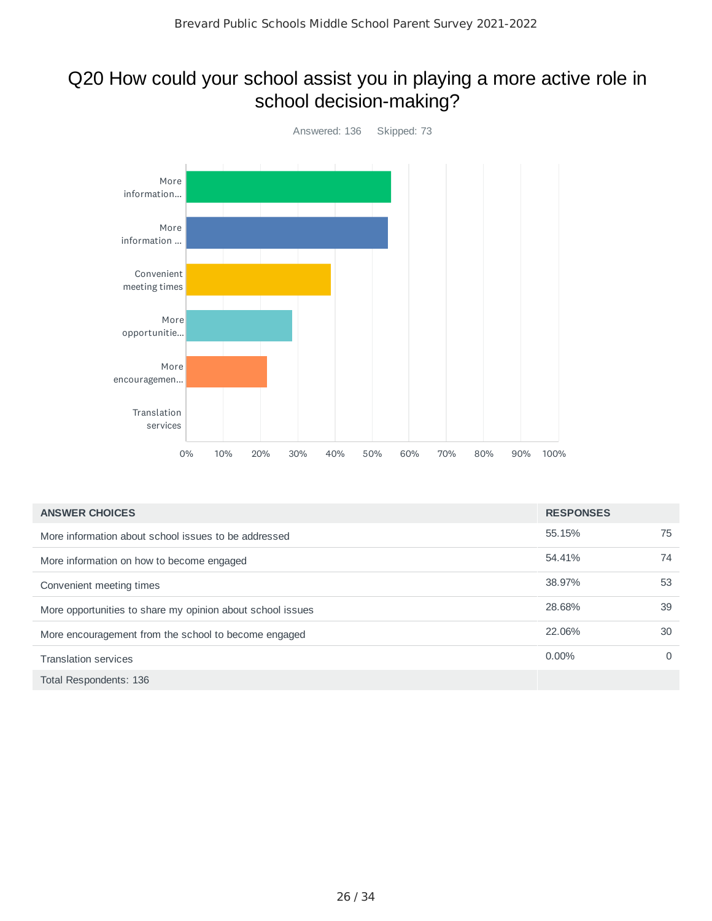# Q20 How could your school assist you in playing a more active role in school decision-making?

Answered: 136 Skipped: 73

| ANSWER CHOICES | RESPONSES | |
|---|---|---|
| More information about school issues to be addressed | 55.15% | 75 |
| More information on how to become engaged | 54.41% | 74 |
| Convenient meeting times | 38.97% | 53 |
| More opportunities to share my opinion about school issues | 28.68% | 39 |
| More encouragement from the school to become engaged | 22.06% | 30 |
| Translation services | 0.00% | 0 |
| Total Respondents: 136 | | |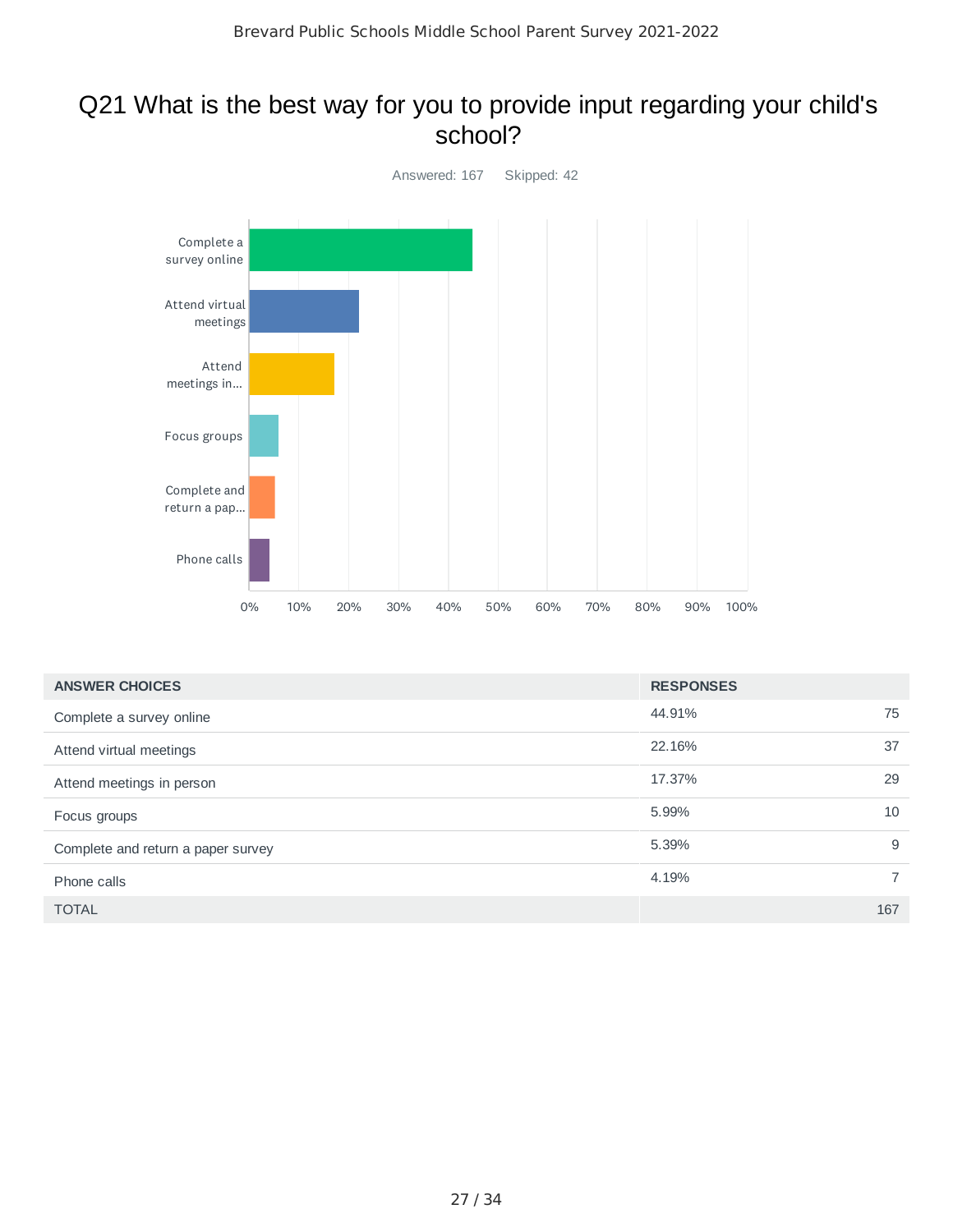# Q21 What is the best way for you to provide input regarding your child's school?

Answered: 167 Skipped: 42

| ANSWER CHOICES | RESPONSES | |
|---|---|---|
| Complete a survey online | 44.91% | 75 |
| Attend virtual meetings | 22.16% | 37 |
| Attend meetings in person | 17.37% | 29 |
| Focus groups | 5.99% | 10 |
| Complete and return a paper survey | 5.39% | 9 |
| Phone calls | 4.19% | 7 |
| TOTAL | | 167 |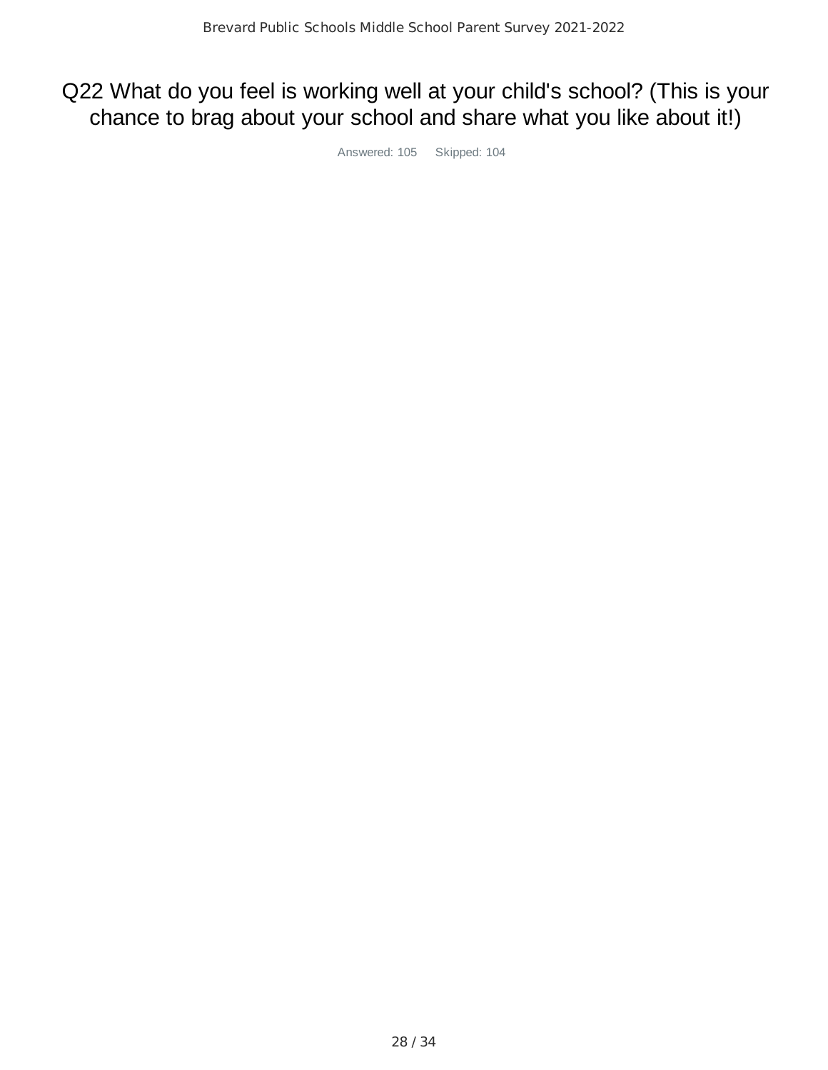## Q22 What do you feel is working well at your child's school? (This is your chance to brag about your school and share what you like about it!)

Answered: 105 Skipped: 104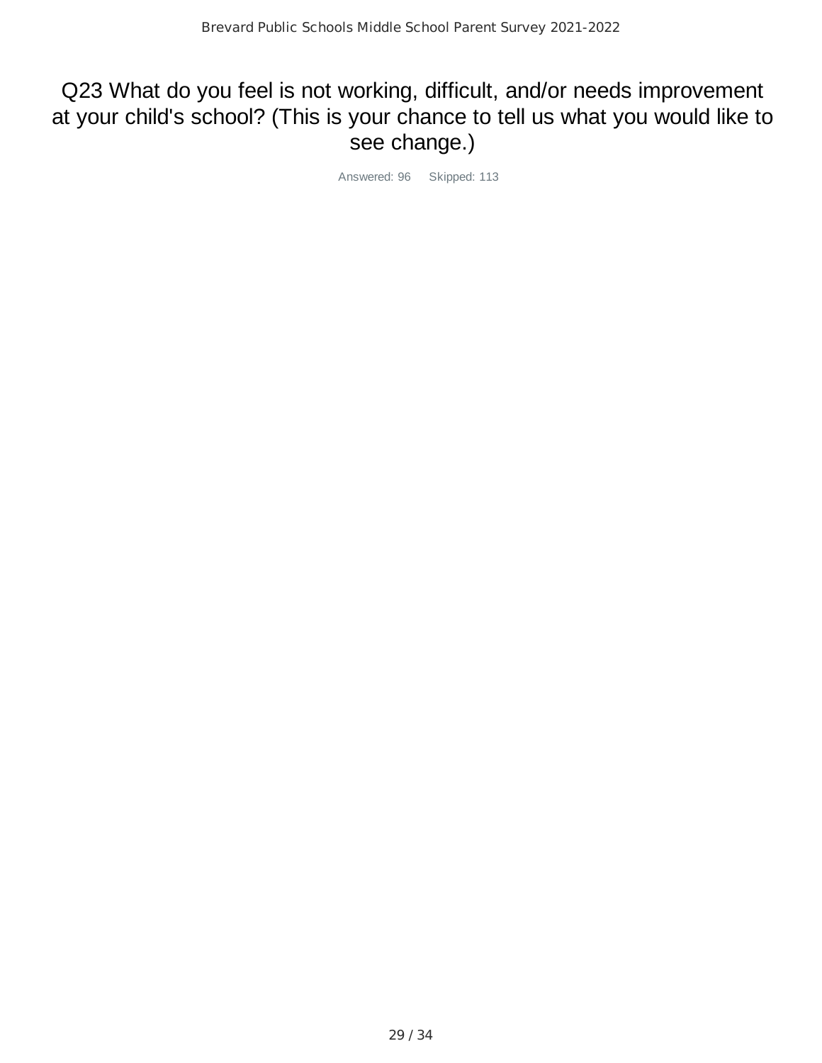# Q23 What do you feel is not working, difficult, and/or needs improvement at your child's school? (This is your chance to tell us what you would like to see change.)

Answered: 96 Skipped: 113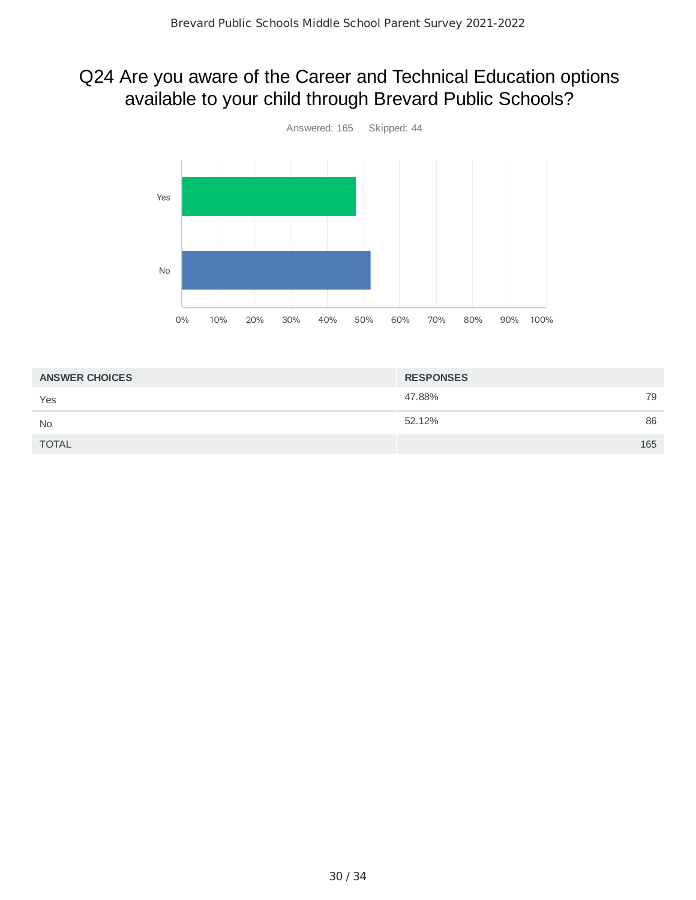# Q24 Are you aware of the Career and Technical Education options available to your child through Brevard Public Schools?

Answered: 165 Skipped: 44

| ANSWER CHOICES | RESPONSES | |
|---|---|---|
| Yes | 47.88% | 79 |
| No | 52.12% | 86 |
| TOTAL | | 165 |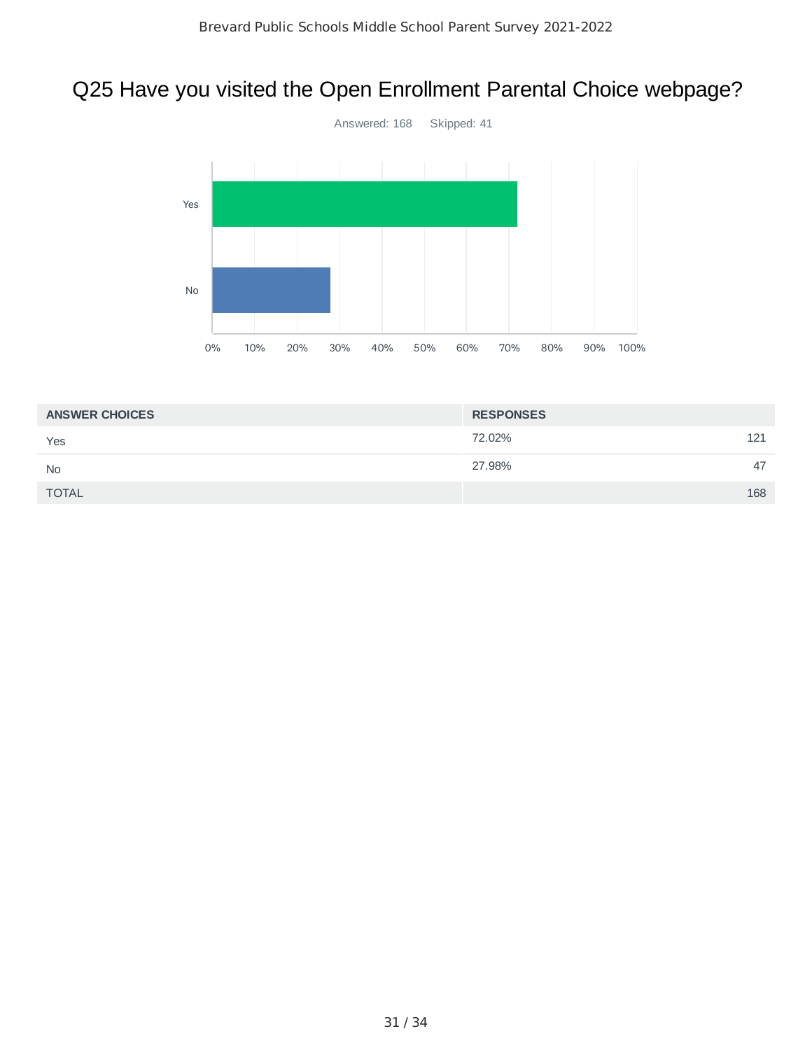# Q25 Have you visited the Open Enrollment Parental Choice webpage?

Answered: 168 Skipped: 41

| ANSWER CHOICES | RESPONSES | |
|---|---|---|
| Yes | 72.02% | 121 |
| No | 27.98% | 47 |
| TOTAL | | 168 |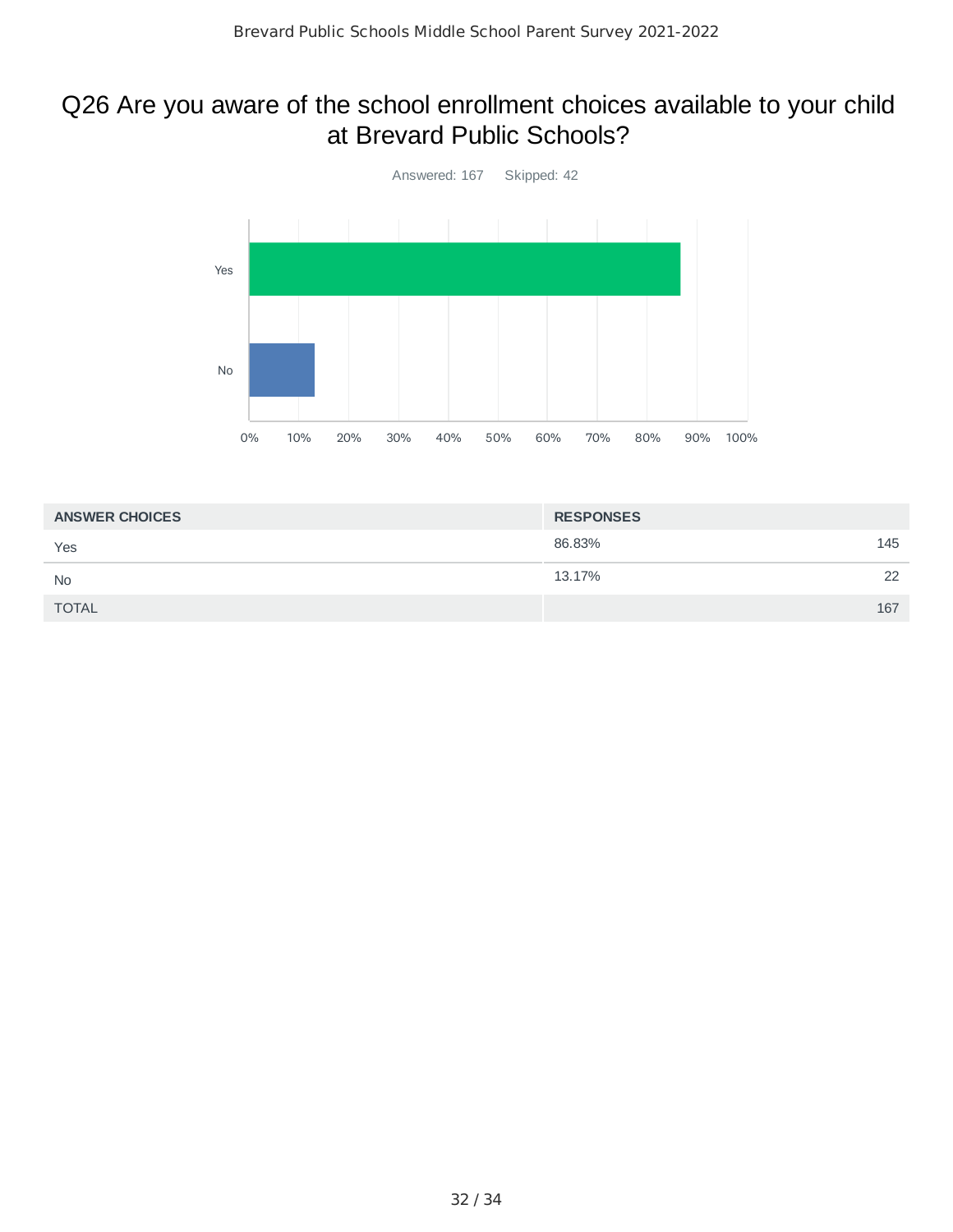## Q26 Are you aware of the school enrollment choices available to your child at Brevard Public Schools?

Answered: 167    Skipped: 42

| ANSWER CHOICES | RESPONSES | |
|---|---|---|
| Yes | 86.83% | 145 |
| No | 13.17% | 22 |
| TOTAL | | 167 |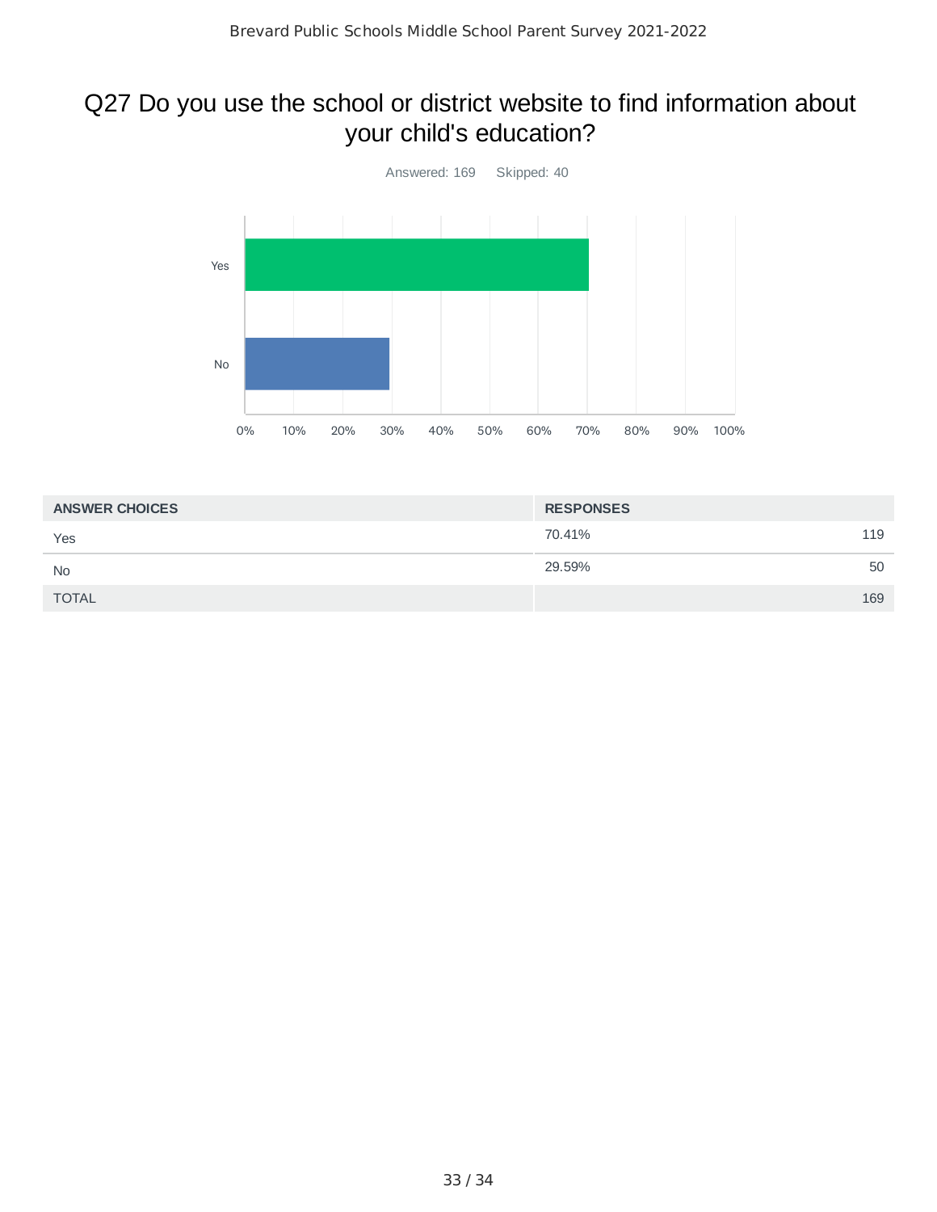# Q27 Do you use the school or district website to find information about your child's education?

Answered: 169    Skipped: 40

| ANSWER CHOICES | RESPONSES | |
| --- | --- | --- |
| Yes | 70.41% | 119 |
| No | 29.59% | 50 |
| TOTAL | | 169 |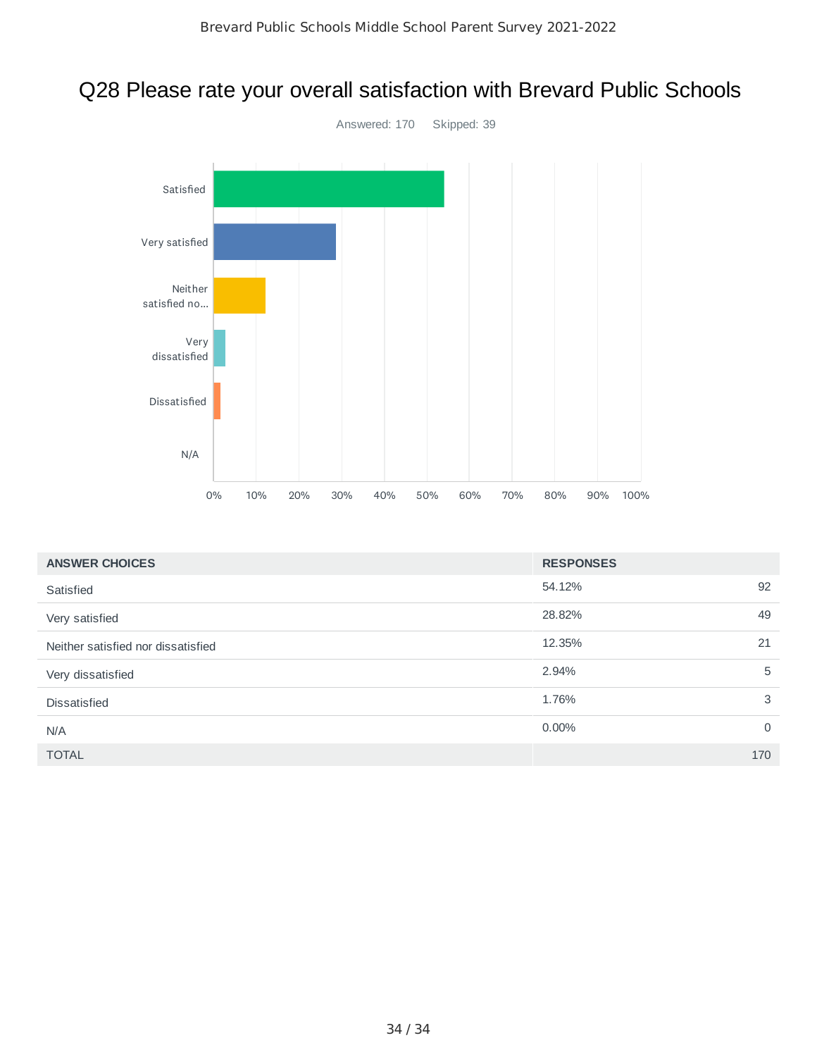# Q28 Please rate your overall satisfaction with Brevard Public Schools

Answered: 170 Skipped: 39

Satisfied

Very satisfied

Neither satisfied no...

Very dissatisfied

Dissatisfied

N/A

0% 10% 20% 30% 40% 50% 60% 70% 80% 90% 100%

| ANSWER CHOICES | RESPONSES | |
|---|---|---|
| Satisfied | 54.12% | 92 |
| Very satisfied | 28.82% | 49 |
| Neither satisfied nor dissatisfied | 12.35% | 21 |
| Very dissatisfied | 2.94% | 5 |
| Dissatisfied | 1.76% | 3 |
| N/A | 0.00% | 0 |
| TOTAL | | 170 |